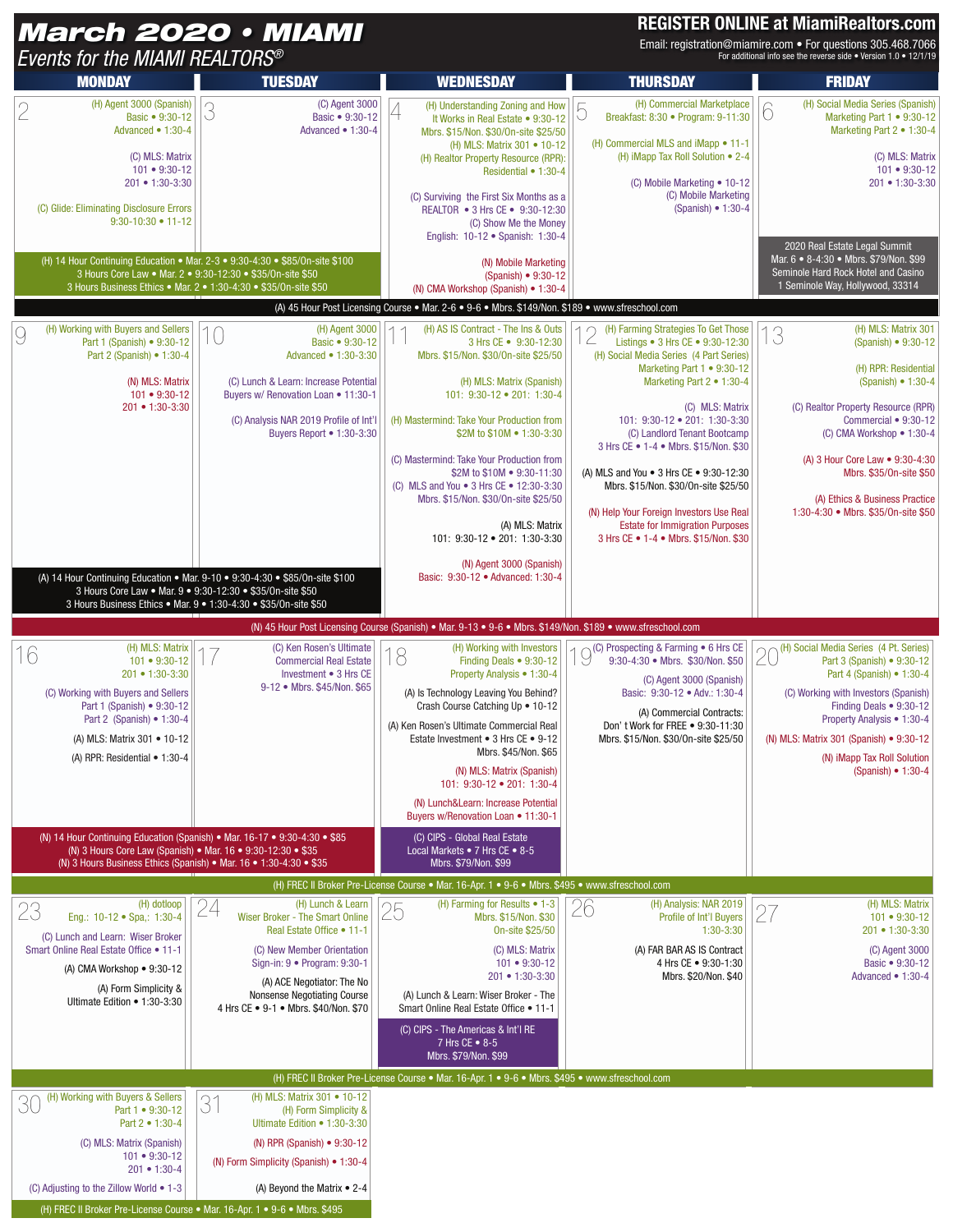# March 2020 • MIAMI

*Events for the MIAMI REALTORS®*

**REGISTER ONLINE at MiamiRealtors.com**

Email: registration@miamire.com • For questions 305.468.7066

For additional info see the reverse side • Version 1.0 • 12/1/19

## Week of March 2

**Monday 2**
- (H) Agent 3000 (Spanish) Basic • 9:30-12, Advanced • 1:30-4
- (C) MLS: Matrix 101 • 9:30-12, 201 • 1:30-3:30
- (C) Glide: Eliminating Disclosure Errors 9:30-10:30 • 11-12

**Tuesday 3**
- (C) Agent 3000 Basic • 9:30-12, Advanced • 1:30-4

**Mon–Tue:** (H) 14 Hour Continuing Education • Mar. 2-3 • 9:30-4:30 • $85/On-site $100
- 3 Hours Core Law • Mar. 2 • 9:30-12:30 • $35/On-site $50
- 3 Hours Business Ethics • Mar. 2 • 1:30-4:30 • $35/On-site $50

**Wednesday 4**
- (H) Understanding Zoning and How It Works in Real Estate • 9:30-12 Mbrs. $15/Non. $30/On-site $25/50
- (H) MLS: Matrix 301 • 10-12
- (H) Realtor Property Resource (RPR): Residential • 1:30-4
- (C) Surviving the First Six Months as a REALTOR • 3 Hrs CE • 9:30-12:30
- (C) Show Me the Money English: 10-12 • Spanish: 1:30-4
- (N) Mobile Marketing (Spanish) • 9:30-12
- (N) CMA Workshop (Spanish) • 1:30-4

**Thursday 5**
- (H) Commercial Marketplace Breakfast: 8:30 • Program: 9-11:30
- (H) Commercial MLS and iMapp • 11-1
- (H) iMapp Tax Roll Solution • 2-4
- (C) Mobile Marketing • 10-12
- (C) Mobile Marketing (Spanish) • 1:30-4

**Friday 6**
- (H) Social Media Series (Spanish) Marketing Part 1 • 9:30-12, Marketing Part 2 • 1:30-4
- (C) MLS: Matrix 101 • 9:30-12, 201 • 1:30-3:30
- 2020 Real Estate Legal Summit Mar. 6 • 8-4:30 • Mbrs. $79/Non. $99 Seminole Hard Rock Hotel and Casino 1 Seminole Way, Hollywood, 33314

(A) 45 Hour Post Licensing Course • Mar. 2-6 • 9-6 • Mbrs. $149/Non. $189 • www.sfreschool.com

## Week of March 9

**Monday 9**
- (H) Working with Buyers and Sellers Part 1 (Spanish) • 9:30-12, Part 2 (Spanish) • 1:30-4
- (N) MLS: Matrix 101 • 9:30-12, 201 • 1:30-3:30

**Tuesday 10**
- (H) Agent 3000 Basic • 9:30-12, Advanced • 1:30-3:30
- (C) Lunch & Learn: Increase Potential Buyers w/ Renovation Loan • 11:30-1
- (C) Analysis NAR 2019 Profile of Int'l Buyers Report • 1:30-3:30

**Mon–Tue:** (A) 14 Hour Continuing Education • Mar. 9-10 • 9:30-4:30 • $85/On-site $100
- 3 Hours Core Law • Mar. 9 • 9:30-12:30 • $35/On-site $50
- 3 Hours Business Ethics • Mar. 9 • 1:30-4:30 • $35/On-site $50

**Wednesday 11**
- (H) AS IS Contract - The Ins & Outs 3 Hrs CE • 9:30-12:30 Mbrs. $15/Non. $30/On-site $25/50
- (H) MLS: Matrix (Spanish) 101: 9:30-12 • 201: 1:30-4
- (H) Mastermind: Take Your Production from $2M to $10M • 1:30-3:30
- (C) Mastermind: Take Your Production from $2M to $10M • 9:30-11:30
- (C) MLS and You • 3 Hrs CE • 12:30-3:30 Mbrs. $15/Non. $30/On-site $25/50
- (A) MLS: Matrix 101: 9:30-12 • 201: 1:30-3:30
- (N) Agent 3000 (Spanish) Basic: 9:30-12 • Advanced: 1:30-4

**Thursday 12**
- (H) Farming Strategies To Get Those Listings • 3 Hrs CE • 9:30-12:30
- (H) Social Media Series (4 Part Series) Marketing Part 1 • 9:30-12, Marketing Part 2 • 1:30-4
- (C) MLS: Matrix 101: 9:30-12 • 201: 1:30-3:30
- (C) Landlord Tenant Bootcamp 3 Hrs CE • 1-4 • Mbrs. $15/Non. $30
- (A) MLS and You • 3 Hrs CE • 9:30-12:30 Mbrs. $15/Non. $30/On-site $25/50
- (N) Help Your Foreign Investors Use Real Estate for Immigration Purposes 3 Hrs CE • 1-4 • Mbrs. $15/Non. $30

**Friday 13**
- (H) MLS: Matrix 301 (Spanish) • 9:30-12
- (H) RPR: Residential (Spanish) • 1:30-4
- (C) Realtor Property Resource (RPR) Commercial • 9:30-12
- (C) CMA Workshop • 1:30-4
- (A) 3 Hour Core Law • 9:30-4:30 Mbrs. $35/On-site $50
- (A) Ethics & Business Practice 1:30-4:30 • Mbrs. $35/On-site $50

(N) 45 Hour Post Licensing Course (Spanish) • Mar. 9-13 • 9-6 • Mbrs. $149/Non. $189 • www.sfreschool.com

## Week of March 16

**Monday 16**
- (H) MLS: Matrix 101 • 9:30-12, 201 • 1:30-3:30
- (C) Working with Buyers and Sellers Part 1 (Spanish) • 9:30-12, Part 2 (Spanish) • 1:30-4
- (A) MLS: Matrix 301 • 10-12
- (A) RPR: Residential • 1:30-4

**Tuesday 17**
- (C) Ken Rosen's Ultimate Commercial Real Estate Investment • 3 Hrs CE 9-12 • Mbrs. $45/Non. $65

**Mon–Tue:** (N) 14 Hour Continuing Education (Spanish) • Mar. 16-17 • 9:30-4:30 • $85
- (N) 3 Hours Core Law (Spanish) • Mar. 16 • 9:30-12:30 • $35
- (N) 3 Hours Business Ethics (Spanish) • Mar. 16 • 1:30-4:30 • $35

**Wednesday 18**
- (H) Working with Investors Finding Deals • 9:30-12, Property Analysis • 1:30-4
- (A) Is Technology Leaving You Behind? Crash Course Catching Up • 10-12
- (A) Ken Rosen's Ultimate Commercial Real Estate Investment • 3 Hrs CE • 9-12 Mbrs. $45/Non. $65
- (N) MLS: Matrix (Spanish) 101: 9:30-12 • 201: 1:30-4
- (N) Lunch&Learn: Increase Potential Buyers w/Renovation Loan • 11:30-1
- (C) CIPS - Global Real Estate Local Markets • 7 Hrs CE • 8-5 Mbrs. $79/Non. $99

**Thursday 19**
- (C) Prospecting & Farming • 6 Hrs CE 9:30-4:30 • Mbrs. $30/Non. $50
- (C) Agent 3000 (Spanish) Basic: 9:30-12 • Adv.: 1:30-4
- (A) Commercial Contracts: Don't Work for FREE • 9:30-11:30 Mbrs. $15/Non. $30/On-site $25/50

**Friday 20**
- (H) Social Media Series (4 Pt. Series) Part 3 (Spanish) • 9:30-12, Part 4 (Spanish) • 1:30-4
- (C) Working with Investors (Spanish) Finding Deals • 9:30-12, Property Analysis • 1:30-4
- (N) MLS: Matrix 301 (Spanish) • 9:30-12
- (N) iMapp Tax Roll Solution (Spanish) • 1:30-4

(H) FREC II Broker Pre-License Course • Mar. 16-Apr. 1 • 9-6 • Mbrs. $495 • www.sfreschool.com

## Week of March 23

**Monday 23**
- (H) dotloop Eng.: 10-12 • Spa.: 1:30-4
- (C) Lunch and Learn: Wiser Broker Smart Online Real Estate Office • 11-1
- (A) CMA Workshop • 9:30-12
- (A) Form Simplicity & Ultimate Edition • 1:30-3:30

**Tuesday 24**
- (H) Lunch & Learn Wiser Broker - The Smart Online Real Estate Office • 11-1
- (C) New Member Orientation Sign-in: 9 • Program: 9:30-1
- (A) ACE Negotiator: The No Nonsense Negotiating Course 4 Hrs CE • 9-1 • Mbrs. $40/Non. $70

**Wednesday 25**
- (H) Farming for Results • 1-3 Mbrs. $15/Non. $30 On-site $25/50
- (C) MLS: Matrix 101 • 9:30-12, 201 • 1:30-3:30
- (A) Lunch & Learn: Wiser Broker - The Smart Online Real Estate Office • 11-1
- (C) CIPS - The Americas & Int'l RE 7 Hrs CE • 8-5 Mbrs. $79/Non. $99

**Thursday 26**
- (H) Analysis: NAR 2019 Profile of Int'l Buyers 1:30-3:30
- (A) FAR BAR AS IS Contract 4 Hrs CE • 9:30-1:30 Mbrs. $20/Non. $40

**Friday 27**
- (H) MLS: Matrix 101 • 9:30-12, 201 • 1:30-3:30
- (C) Agent 3000 Basic • 9:30-12, Advanced • 1:30-4

(H) FREC II Broker Pre-License Course • Mar. 16-Apr. 1 • 9-6 • Mbrs. $495 • www.sfreschool.com

## Week of March 30

**Monday 30**
- (H) Working with Buyers & Sellers Part 1 • 9:30-12, Part 2 • 1:30-4
- (C) MLS: Matrix (Spanish) 101 • 9:30-12, 201 • 1:30-4
- (C) Adjusting to the Zillow World • 1-3

**Tuesday 31**
- (H) MLS: Matrix 301 • 10-12
- (H) Form Simplicity & Ultimate Edition • 1:30-3:30
- (N) RPR (Spanish) • 9:30-12
- (N) Form Simplicity (Spanish) • 1:30-4
- (A) Beyond the Matrix • 2-4

(H) FREC II Broker Pre-License Course • Mar. 16-Apr. 1 • 9-6 • Mbrs. $495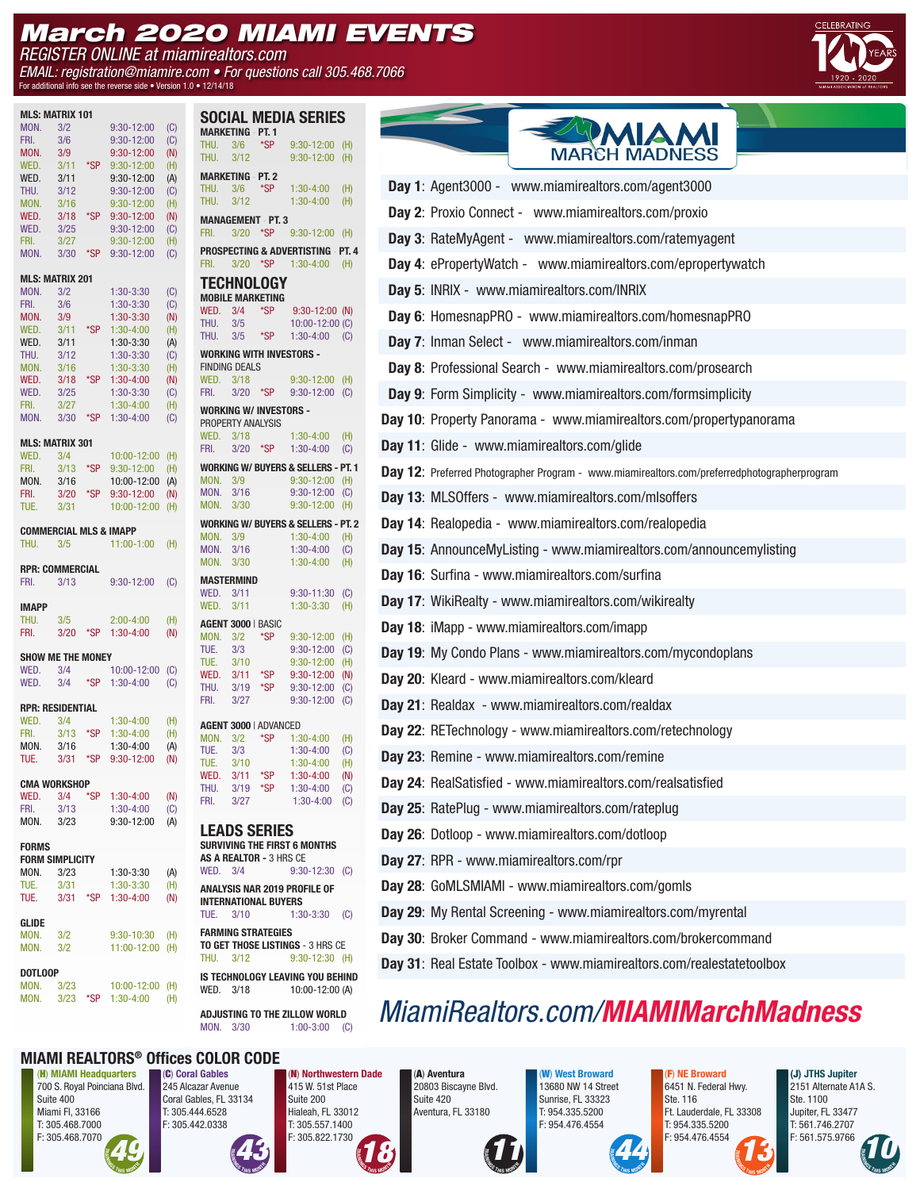# March 2020 MIAMI EVENTS

*REGISTER ONLINE at miamirealtors.com*

*EMAIL: registration@miamire.com • For questions call 305.468.7066*

For additional info see the reverse side • Version 1.0 • 12/14/18

CELEBRATING 100 YEARS 1920 - 2020

### MLS: MATRIX 101

| | | | | |
|---|---|---|---|---|
| MON. | 3/2 | | 9:30-12:00 | (C) |
| FRI. | 3/6 | | 9:30-12:00 | (C) |
| MON. | 3/9 | | 9:30-12:00 | (N) |
| WED. | 3/11 | *SP | 9:30-12:00 | (H) |
| WED. | 3/11 | | 9:30-12:00 | (A) |
| THU. | 3/12 | | 9:30-12:00 | (C) |
| MON. | 3/16 | | 9:30-12:00 | (H) |
| WED. | 3/18 | *SP | 9:30-12:00 | (N) |
| WED. | 3/25 | | 9:30-12:00 | (C) |
| FRI. | 3/27 | | 9:30-12:00 | (H) |
| MON. | 3/30 | *SP | 9:30-12:00 | (C) |

### MLS: MATRIX 201

| | | | | |
|---|---|---|---|---|
| MON. | 3/2 | | 1:30-3:30 | (C) |
| FRI. | 3/6 | | 1:30-3:30 | (C) |
| MON. | 3/9 | | 1:30-3:30 | (N) |
| WED. | 3/11 | *SP | 1:30-4:00 | (H) |
| WED. | 3/11 | | 1:30-3:30 | (A) |
| THU. | 3/12 | | 1:30-3:30 | (C) |
| MON. | 3/16 | | 1:30-3:30 | (H) |
| WED. | 3/18 | *SP | 1:30-4:00 | (N) |
| WED. | 3/25 | | 1:30-3:30 | (C) |
| FRI. | 3/27 | | 1:30-4:00 | (H) |
| MON. | 3/30 | *SP | 1:30-4:00 | (C) |

### MLS: MATRIX 301

| | | | | |
|---|---|---|---|---|
| WED. | 3/4 | | 10:00-12:00 | (H) |
| FRI. | 3/13 | *SP | 9:30-12:00 | (H) |
| MON. | 3/16 | | 10:00-12:00 | (A) |
| FRI. | 3/20 | *SP | 9:30-12:00 | (N) |
| TUE. | 3/31 | | 10:00-12:00 | (H) |

### COMMERCIAL MLS & IMAPP

THU. 3/5 11:00-1:00 (H)

### RPR: COMMERCIAL

FRI. 3/13 9:30-12:00 (C)

### IMAPP

| | | | | |
|---|---|---|---|---|
| THU. | 3/5 | | 2:00-4:00 | (H) |
| FRI. | 3/20 | *SP | 1:30-4:00 | (N) |

### SHOW ME THE MONEY

| | | | | |
|---|---|---|---|---|
| WED. | 3/4 | | 10:00-12:00 | (C) |
| WED. | 3/4 | *SP | 1:30-4:00 | (C) |

### RPR: RESIDENTIAL

| | | | | |
|---|---|---|---|---|
| WED. | 3/4 | | 1:30-4:00 | (H) |
| FRI. | 3/13 | *SP | 1:30-4:00 | (H) |
| MON. | 3/16 | | 1:30-4:00 | (A) |
| TUE. | 3/31 | *SP | 9:30-12:00 | (N) |

### CMA WORKSHOP

| | | | | |
|---|---|---|---|---|
| WED. | 3/4 | *SP | 1:30-4:00 | (N) |
| FRI. | 3/13 | | 1:30-4:00 | (C) |
| MON. | 3/23 | | 9:30-12:00 | (A) |

### FORMS

**FORM SIMPLICITY**

| | | | | |
|---|---|---|---|---|
| MON. | 3/23 | | 1:30-3:30 | (A) |
| TUE. | 3/31 | | 1:30-3:30 | (H) |
| TUE. | 3/31 | *SP | 1:30-4:00 | (N) |

### GLIDE

| | | | | |
|---|---|---|---|---|
| MON. | 3/2 | | 9:30-10:30 | (H) |
| MON. | 3/2 | | 11:00-12:00 | (H) |

### DOTLOOP

| | | | | |
|---|---|---|---|---|
| MON. | 3/23 | | 10:00-12:00 | (H) |
| MON. | 3/23 | *SP | 1:30-4:00 | (H) |

## SOCIAL MEDIA SERIES

**MARKETING · PT. 1**

| | | | | |
|---|---|---|---|---|
| THU. | 3/6 | *SP | 9:30-12:00 | (H) |
| THU. | 3/12 | | 9:30-12:00 | (H) |

**MARKETING · PT. 2**

| | | | | |
|---|---|---|---|---|
| THU. | 3/6 | *SP | 1:30-4:00 | (H) |
| THU. | 3/12 | | 1:30-4:00 | (H) |

**MANAGEMENT · PT. 3**

FRI. 3/20 *SP 9:30-12:00 (H)

**PROSPECTING & ADVERTISTING · PT. 4**

FRI. 3/20 *SP 1:30-4:00 (H)

## TECHNOLOGY

**MOBILE MARKETING**

| | | | | |
|---|---|---|---|---|
| WED. | 3/4 | *SP | 9:30-12:00 | (N) |
| THU. | 3/5 | | 10:00-12:00 | (C) |
| THU. | 3/5 | *SP | 1:30-4:00 | (C) |

**WORKING WITH INVESTORS - FINDING DEALS**

| | | | | |
|---|---|---|---|---|
| WED. | 3/18 | | 9:30-12:00 | (H) |
| FRI. | 3/20 | *SP | 9:30-12:00 | (C) |

**WORKING W/ INVESTORS - PROPERTY ANALYSIS**

| | | | | |
|---|---|---|---|---|
| WED. | 3/18 | | 1:30-4:00 | (H) |
| FRI. | 3/20 | *SP | 1:30-4:00 | (C) |

**WORKING W/ BUYERS & SELLERS - PT. 1**

| | | | |
|---|---|---|---|
| MON. | 3/9 | 9:30-12:00 | (H) |
| MON. | 3/16 | 9:30-12:00 | (C) |
| MON. | 3/30 | 9:30-12:00 | (H) |

**WORKING W/ BUYERS & SELLERS - PT. 2**

| | | | |
|---|---|---|---|
| MON. | 3/9 | 1:30-4:00 | (H) |
| MON. | 3/16 | 1:30-4:00 | (C) |
| MON. | 3/30 | 1:30-4:00 | (H) |

**MASTERMIND**

| | | | |
|---|---|---|---|
| WED. | 3/11 | 9:30-11:30 | (C) |
| WED. | 3/11 | 1:30-3:30 | (H) |

**AGENT 3000 | BASIC**

| | | | | |
|---|---|---|---|---|
| MON. | 3/2 | *SP | 9:30-12:00 | (H) |
| TUE. | 3/3 | | 9:30-12:00 | (C) |
| TUE. | 3/10 | | 9:30-12:00 | (H) |
| WED. | 3/11 | *SP | 9:30-12:00 | (N) |
| THU. | 3/19 | *SP | 9:30-12:00 | (C) |
| FRI. | 3/27 | | 9:30-12:00 | (C) |

**AGENT 3000 | ADVANCED**

| | | | | |
|---|---|---|---|---|
| MON. | 3/2 | *SP | 1:30-4:00 | (H) |
| TUE. | 3/3 | | 1:30-4:00 | (C) |
| TUE. | 3/10 | | 1:30-4:00 | (H) |
| WED. | 3/11 | *SP | 1:30-4:00 | (N) |
| THU. | 3/19 | *SP | 1:30-4:00 | (C) |
| FRI. | 3/27 | | 1:30-4:00 | (C) |

## LEADS SERIES

**SURVIVING THE FIRST 6 MONTHS AS A REALTOR** - 3 HRS CE

WED. 3/4 9:30-12:30 (C)

**ANALYSIS NAR 2019 PROFILE OF INTERNATIONAL BUYERS**

TUE. 3/10 1:30-3:30 (C)

**FARMING STRATEGIES TO GET THOSE LISTINGS** - 3 HRS CE

THU. 3/12 9:30-12:30 (H)

**IS TECHNOLOGY LEAVING YOU BEHIND**

WED. 3/18 10:00-12:00 (A)

**ADJUSTING TO THE ZILLOW WORLD**

MON. 3/30 1:00-3:00 (C)

## MIAMI MARCH MADNESS

**Day 1**: Agent3000 - www.miamirealtors.com/agent3000
**Day 2**: Proxio Connect - www.miamirealtors.com/proxio
**Day 3**: RateMyAgent - www.miamirealtors.com/ratemyagent
**Day 4**: ePropertyWatch - www.miamirealtors.com/epropertywatch
**Day 5**: INRIX - www.miamirealtors.com/INRIX
**Day 6**: HomesnapPRO - www.miamirealtors.com/homesnapPRO
**Day 7**: Inman Select - www.miamirealtors.com/inman
**Day 8**: Professional Search - www.miamirealtors.com/prosearch
**Day 9**: Form Simplicity - www.miamirealtors.com/formsimplicity
**Day 10**: Property Panorama - www.miamirealtors.com/propertypanorama
**Day 11**: Glide - www.miamirealtors.com/glide
**Day 12**: Preferred Photographer Program - www.miamirealtors.com/preferredphotographerprogram
**Day 13**: MLSOffers - www.miamirealtors.com/mlsoffers
**Day 14**: Realopedia - www.miamirealtors.com/realopedia
**Day 15**: AnnounceMyListing - www.miamirealtors.com/announcemylisting
**Day 16**: Surfina - www.miamirealtors.com/surfina
**Day 17**: WikiRealty - www.miamirealtors.com/wikirealty
**Day 18**: iMapp - www.miamirealtors.com/imapp
**Day 19**: My Condo Plans - www.miamirealtors.com/mycondoplans
**Day 20**: Kleard - www.miamirealtors.com/kleard
**Day 21**: Realdax - www.miamirealtors.com/realdax
**Day 22**: RETechnology - www.miamirealtors.com/retechnology
**Day 23**: Remine - www.miamirealtors.com/remine
**Day 24**: RealSatisfied - www.miamirealtors.com/realsatisfied
**Day 25**: RatePlug - www.miamirealtors.com/rateplug
**Day 26**: Dotloop - www.miamirealtors.com/dotloop
**Day 27**: RPR - www.miamirealtors.com/rpr
**Day 28**: GoMLSMIAMI - www.miamirealtors.com/gomls
**Day 29**: My Rental Screening - www.miamirealtors.com/myrental
**Day 30**: Broker Command - www.miamirealtors.com/brokercommand
**Day 31**: Real Estate Toolbox - www.miamirealtors.com/realestatetoolbox

*MiamiRealtors.com/MIAMIMarchMadness*

## MIAMI REALTORS® Offices COLOR CODE

**(H) MIAMI Headquarters**
700 S. Royal Poinciana Blvd.
Suite 400
Miami Fl, 33166
T: 305.468.7000
F: 305.468.7070
49 TRAININGS THIS MONTH

**(C) Coral Gables**
245 Alcazar Avenue
Coral Gables, FL 33134
T: 305.444.6528
F: 305.442.0338
43 TRAININGS THIS MONTH

**(N) Northwestern Dade**
415 W. 51st Place
Suite 200
Hialeah, FL 33012
T: 305.557.1400
F: 305.822.1730
18 TRAININGS THIS MONTH

**(A) Aventura**
20803 Biscayne Blvd.
Suite 420
Aventura, FL 33180
11 TRAININGS THIS MONTH

**(W) West Broward**
13680 NW 14 Street
Sunrise, FL 33323
T: 954.335.5200
F: 954.476.4554
44 TRAININGS THIS MONTH

**(F) NE Broward**
6451 N. Federal Hwy.
Ste. 116
Ft. Lauderdale, FL 33308
T: 954.335.5200
F: 954.476.4554
13 TRAININGS THIS MONTH

**(J) JTHS Jupiter**
2151 Alternate A1A S.
Ste. 1100
Jupiter, FL 33477
T: 561.746.2707
F: 561.575.9766
10 TRAININGS THIS MONTH